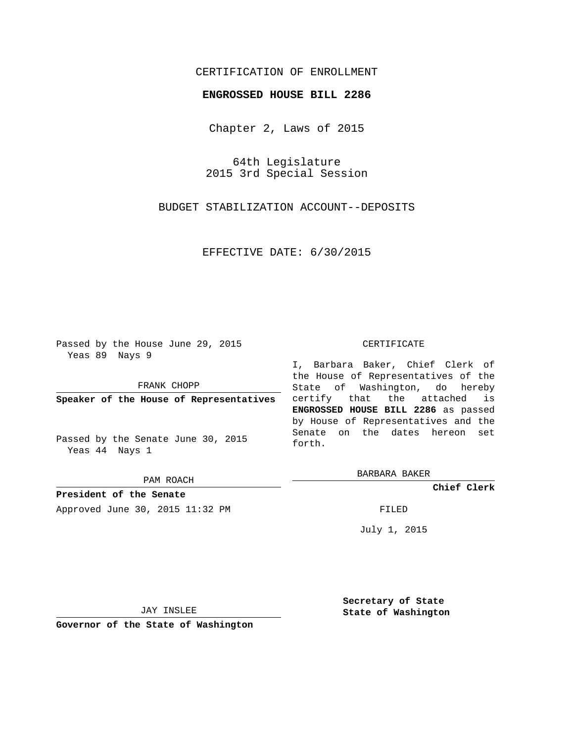CERTIFICATION OF ENROLLMENT

**ENGROSSED HOUSE BILL 2286**

Chapter 2, Laws of 2015

64th Legislature
2015 3rd Special Session

BUDGET STABILIZATION ACCOUNT--DEPOSITS

EFFECTIVE DATE: 6/30/2015

Passed by the House June 29, 2015
Yeas 89 Nays 9

FRANK CHOPP

**Speaker of the House of Representatives**

Passed by the Senate June 30, 2015
Yeas 44 Nays 1

PAM ROACH

**President of the Senate**

Approved June 30, 2015 11:32 PM

JAY INSLEE

**Governor of the State of Washington**

CERTIFICATE

I, Barbara Baker, Chief Clerk of the House of Representatives of the State of Washington, do hereby certify that the attached is **ENGROSSED HOUSE BILL 2286** as passed by House of Representatives and the Senate on the dates hereon set forth.

BARBARA BAKER

**Chief Clerk**

FILED

July 1, 2015

**Secretary of State**
**State of Washington**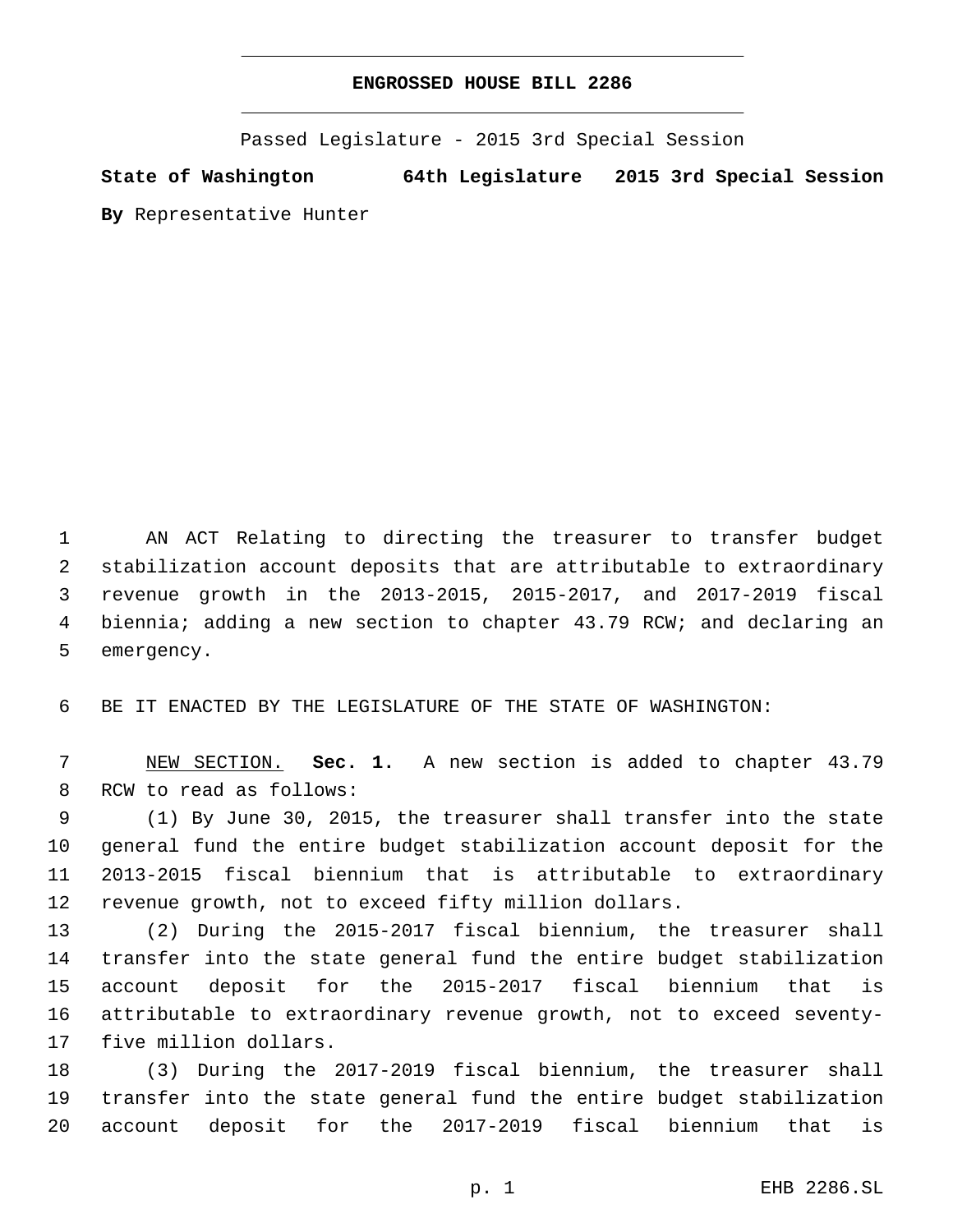# ENGROSSED HOUSE BILL 2286

Passed Legislature - 2015 3rd Special Session

**State of Washington 64th Legislature 2015 3rd Special Session**

**By** Representative Hunter

AN ACT Relating to directing the treasurer to transfer budget stabilization account deposits that are attributable to extraordinary revenue growth in the 2013-2015, 2015-2017, and 2017-2019 fiscal biennia; adding a new section to chapter 43.79 RCW; and declaring an emergency.

BE IT ENACTED BY THE LEGISLATURE OF THE STATE OF WASHINGTON:

NEW SECTION. **Sec. 1.** A new section is added to chapter 43.79 RCW to read as follows:

(1) By June 30, 2015, the treasurer shall transfer into the state general fund the entire budget stabilization account deposit for the 2013-2015 fiscal biennium that is attributable to extraordinary revenue growth, not to exceed fifty million dollars.

(2) During the 2015-2017 fiscal biennium, the treasurer shall transfer into the state general fund the entire budget stabilization account deposit for the 2015-2017 fiscal biennium that is attributable to extraordinary revenue growth, not to exceed seventy-five million dollars.

(3) During the 2017-2019 fiscal biennium, the treasurer shall transfer into the state general fund the entire budget stabilization account deposit for the 2017-2019 fiscal biennium that is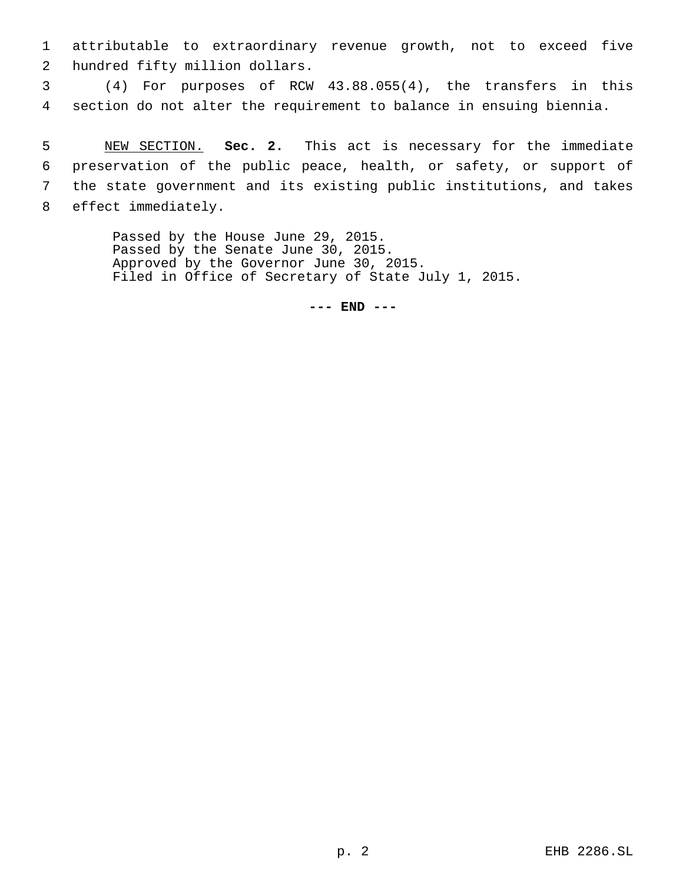attributable to extraordinary revenue growth, not to exceed five hundred fifty million dollars.

(4) For purposes of RCW 43.88.055(4), the transfers in this section do not alter the requirement to balance in ensuing biennia.

NEW SECTION. **Sec. 2.** This act is necessary for the immediate preservation of the public peace, health, or safety, or support of the state government and its existing public institutions, and takes effect immediately.

Passed by the House June 29, 2015.
Passed by the Senate June 30, 2015.
Approved by the Governor June 30, 2015.
Filed in Office of Secretary of State July 1, 2015.

**--- END ---**